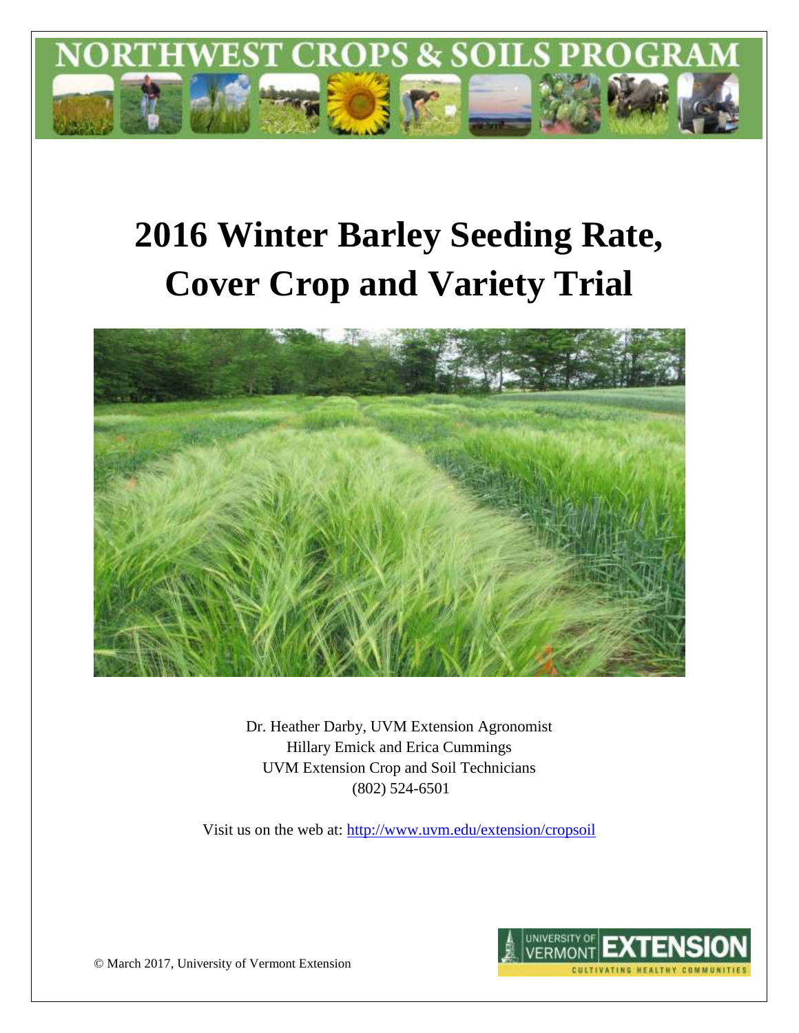# 2016 Winter Barley Seeding Rate, Cover Crop and Variety Trial

Dr. Heather Darby, UVM Extension Agronomist
Hillary Emick and Erica Cummings
UVM Extension Crop and Soil Technicians
(802) 524-6501

Visit us on the web at: http://www.uvm.edu/extension/cropsoil

© March 2017, University of Vermont Extension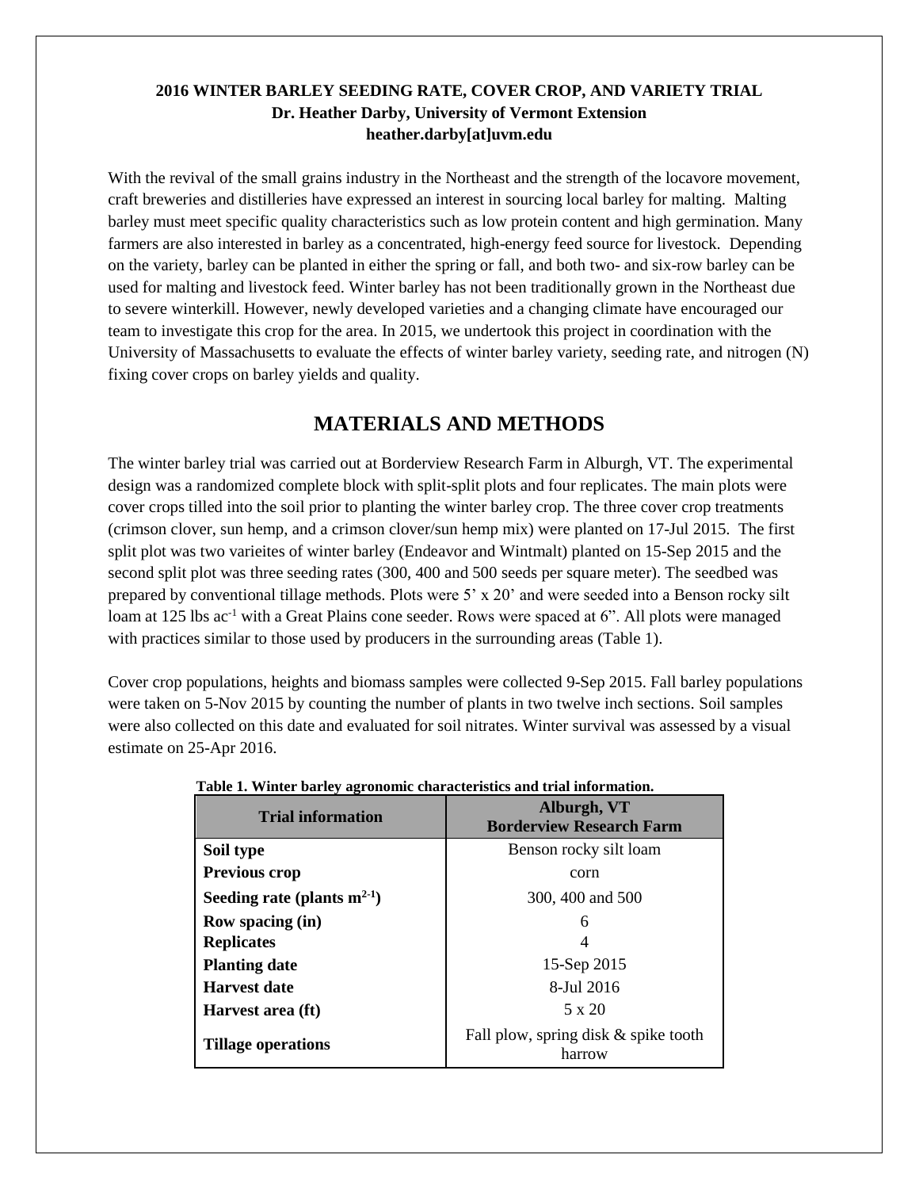**2016 WINTER BARLEY SEEDING RATE, COVER CROP, AND VARIETY TRIAL**
**Dr. Heather Darby, University of Vermont Extension**
**heather.darby[at]uvm.edu**

With the revival of the small grains industry in the Northeast and the strength of the locavore movement, craft breweries and distilleries have expressed an interest in sourcing local barley for malting. Malting barley must meet specific quality characteristics such as low protein content and high germination. Many farmers are also interested in barley as a concentrated, high-energy feed source for livestock. Depending on the variety, barley can be planted in either the spring or fall, and both two- and six-row barley can be used for malting and livestock feed. Winter barley has not been traditionally grown in the Northeast due to severe winterkill. However, newly developed varieties and a changing climate have encouraged our team to investigate this crop for the area. In 2015, we undertook this project in coordination with the University of Massachusetts to evaluate the effects of winter barley variety, seeding rate, and nitrogen (N) fixing cover crops on barley yields and quality.

## MATERIALS AND METHODS

The winter barley trial was carried out at Borderview Research Farm in Alburgh, VT. The experimental design was a randomized complete block with split-split plots and four replicates. The main plots were cover crops tilled into the soil prior to planting the winter barley crop. The three cover crop treatments (crimson clover, sun hemp, and a crimson clover/sun hemp mix) were planted on 17-Jul 2015. The first split plot was two varieites of winter barley (Endeavor and Wintmalt) planted on 15-Sep 2015 and the second split plot was three seeding rates (300, 400 and 500 seeds per square meter). The seedbed was prepared by conventional tillage methods. Plots were 5' x 20' and were seeded into a Benson rocky silt loam at 125 lbs ac$^{-1}$ with a Great Plains cone seeder. Rows were spaced at 6". All plots were managed with practices similar to those used by producers in the surrounding areas (Table 1).

Cover crop populations, heights and biomass samples were collected 9-Sep 2015. Fall barley populations were taken on 5-Nov 2015 by counting the number of plants in two twelve inch sections. Soil samples were also collected on this date and evaluated for soil nitrates. Winter survival was assessed by a visual estimate on 25-Apr 2016.

**Table 1. Winter barley agronomic characteristics and trial information.**

| Trial information | Alburgh, VT Borderview Research Farm |
|---|---|
| **Soil type** | Benson rocky silt loam |
| **Previous crop** | corn |
| **Seeding rate (plants m$^{2-1}$)** | 300, 400 and 500 |
| **Row spacing (in)** | 6 |
| **Replicates** | 4 |
| **Planting date** | 15-Sep 2015 |
| **Harvest date** | 8-Jul 2016 |
| **Harvest area (ft)** | 5 x 20 |
| **Tillage operations** | Fall plow, spring disk & spike tooth harrow |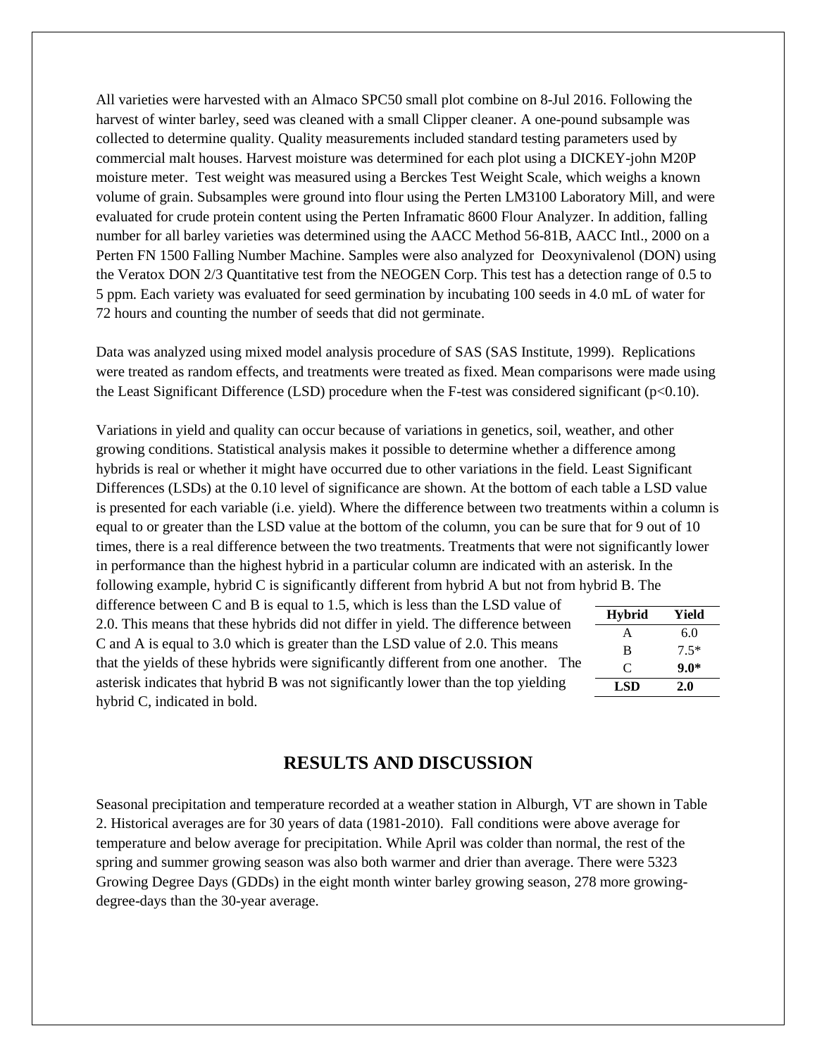All varieties were harvested with an Almaco SPC50 small plot combine on 8-Jul 2016. Following the harvest of winter barley, seed was cleaned with a small Clipper cleaner. A one-pound subsample was collected to determine quality. Quality measurements included standard testing parameters used by commercial malt houses. Harvest moisture was determined for each plot using a DICKEY-john M20P moisture meter. Test weight was measured using a Berckes Test Weight Scale, which weighs a known volume of grain. Subsamples were ground into flour using the Perten LM3100 Laboratory Mill, and were evaluated for crude protein content using the Perten Inframatic 8600 Flour Analyzer. In addition, falling number for all barley varieties was determined using the AACC Method 56-81B, AACC Intl., 2000 on a Perten FN 1500 Falling Number Machine. Samples were also analyzed for Deoxynivalenol (DON) using the Veratox DON 2/3 Quantitative test from the NEOGEN Corp. This test has a detection range of 0.5 to 5 ppm. Each variety was evaluated for seed germination by incubating 100 seeds in 4.0 mL of water for 72 hours and counting the number of seeds that did not germinate.

Data was analyzed using mixed model analysis procedure of SAS (SAS Institute, 1999). Replications were treated as random effects, and treatments were treated as fixed. Mean comparisons were made using the Least Significant Difference (LSD) procedure when the F-test was considered significant ($p<0.10$).

Variations in yield and quality can occur because of variations in genetics, soil, weather, and other growing conditions. Statistical analysis makes it possible to determine whether a difference among hybrids is real or whether it might have occurred due to other variations in the field. Least Significant Differences (LSDs) at the 0.10 level of significance are shown. At the bottom of each table a LSD value is presented for each variable (i.e. yield). Where the difference between two treatments within a column is equal to or greater than the LSD value at the bottom of the column, you can be sure that for 9 out of 10 times, there is a real difference between the two treatments. Treatments that were not significantly lower in performance than the highest hybrid in a particular column are indicated with an asterisk. In the following example, hybrid C is significantly different from hybrid A but not from hybrid B. The difference between C and B is equal to 1.5, which is less than the LSD value of 2.0. This means that these hybrids did not differ in yield. The difference between C and A is equal to 3.0 which is greater than the LSD value of 2.0. This means that the yields of these hybrids were significantly different from one another. The asterisk indicates that hybrid B was not significantly lower than the top yielding hybrid C, indicated in bold.

| Hybrid | Yield |
|---|---|
| A | 6.0 |
| B | 7.5* |
| C | **9.0*** |
| **LSD** | **2.0** |

## RESULTS AND DISCUSSION

Seasonal precipitation and temperature recorded at a weather station in Alburgh, VT are shown in Table 2. Historical averages are for 30 years of data (1981-2010). Fall conditions were above average for temperature and below average for precipitation. While April was colder than normal, the rest of the spring and summer growing season was also both warmer and drier than average. There were 5323 Growing Degree Days (GDDs) in the eight month winter barley growing season, 278 more growing-degree-days than the 30-year average.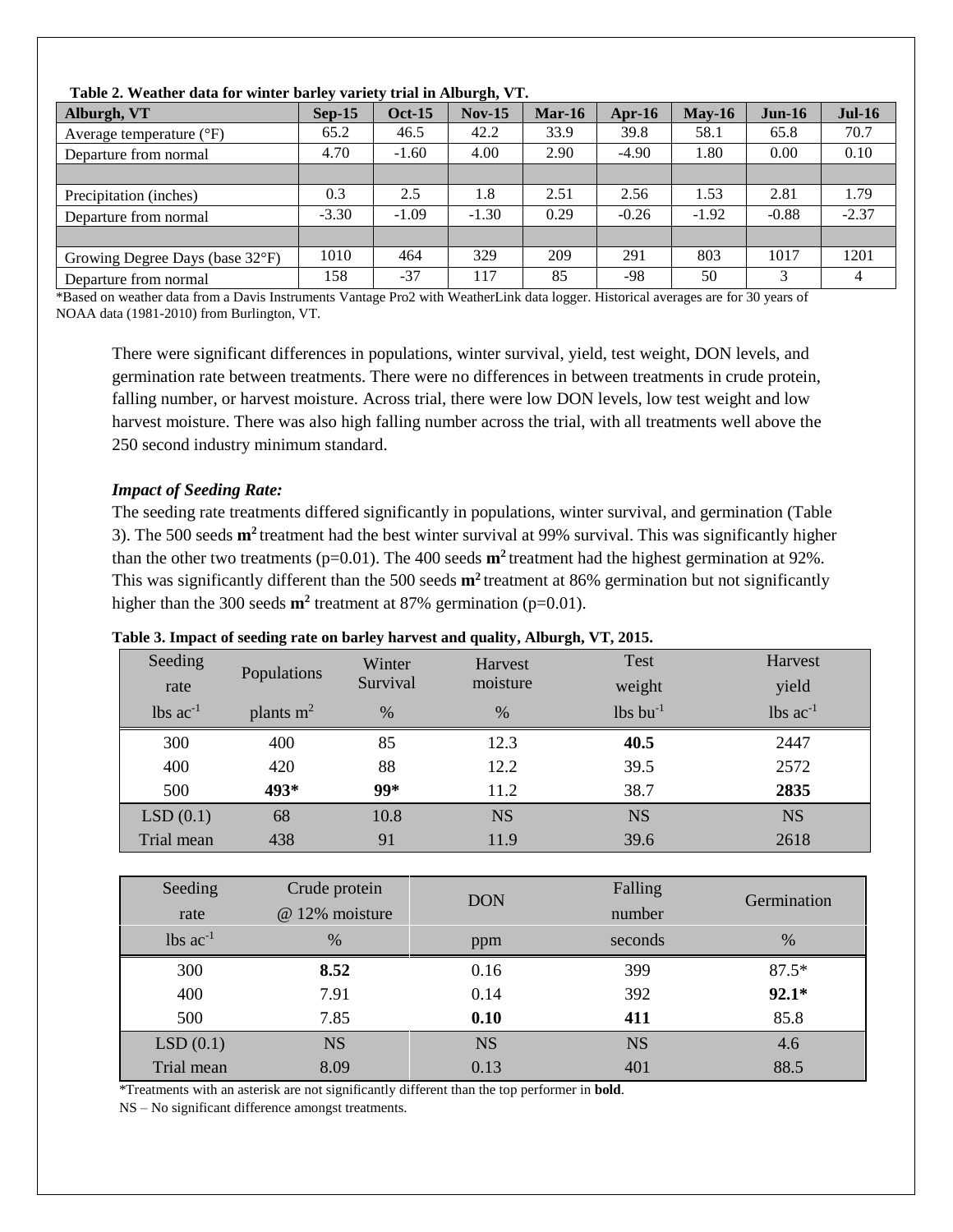**Table 2. Weather data for winter barley variety trial in Alburgh, VT.**

| Alburgh, VT | Sep-15 | Oct-15 | Nov-15 | Mar-16 | Apr-16 | May-16 | Jun-16 | Jul-16 |
|---|---|---|---|---|---|---|---|---|
| Average temperature (°F) | 65.2 | 46.5 | 42.2 | 33.9 | 39.8 | 58.1 | 65.8 | 70.7 |
| Departure from normal | 4.70 | -1.60 | 4.00 | 2.90 | -4.90 | 1.80 | 0.00 | 0.10 |
| | | | | | | | | |
| Precipitation (inches) | 0.3 | 2.5 | 1.8 | 2.51 | 2.56 | 1.53 | 2.81 | 1.79 |
| Departure from normal | -3.30 | -1.09 | -1.30 | 0.29 | -0.26 | -1.92 | -0.88 | -2.37 |
| | | | | | | | | |
| Growing Degree Days (base 32°F) | 1010 | 464 | 329 | 209 | 291 | 803 | 1017 | 1201 |
| Departure from normal | 158 | -37 | 117 | 85 | -98 | 50 | 3 | 4 |

*Based on weather data from a Davis Instruments Vantage Pro2 with WeatherLink data logger. Historical averages are for 30 years of NOAA data (1981-2010) from Burlington, VT.

There were significant differences in populations, winter survival, yield, test weight, DON levels, and germination rate between treatments. There were no differences in between treatments in crude protein, falling number, or harvest moisture. Across trial, there were low DON levels, low test weight and low harvest moisture. There was also high falling number across the trial, with all treatments well above the 250 second industry minimum standard.

***Impact of Seeding Rate:***

The seeding rate treatments differed significantly in populations, winter survival, and germination (Table 3). The 500 seeds $\mathbf{m^2}$ treatment had the best winter survival at 99% survival. This was significantly higher than the other two treatments (p=0.01). The 400 seeds $\mathbf{m^2}$ treatment had the highest germination at 92%. This was significantly different than the 500 seeds $\mathbf{m^2}$ treatment at 86% germination but not significantly higher than the 300 seeds $\mathbf{m^2}$ treatment at 87% germination (p=0.01).

**Table 3. Impact of seeding rate on barley harvest and quality, Alburgh, VT, 2015.**

| Seeding rate | Populations | Winter Survival | Harvest moisture | Test weight | Harvest yield |
|---|---|---|---|---|---|
| lbs $ac^{-1}$ | plants $m^2$ | % | % | lbs $bu^{-1}$ | lbs $ac^{-1}$ |
| 300 | 400 | 85 | 12.3 | **40.5** | 2447 |
| 400 | 420 | 88 | 12.2 | 39.5 | 2572 |
| 500 | **493*** | **99*** | 11.2 | 38.7 | **2835** |
| LSD (0.1) | 68 | 10.8 | NS | NS | NS |
| Trial mean | 438 | 91 | 11.9 | 39.6 | 2618 |

| Seeding rate | Crude protein @ 12% moisture | DON | Falling number | Germination |
|---|---|---|---|---|
| lbs $ac^{-1}$ | % | ppm | seconds | % |
| 300 | **8.52** | 0.16 | 399 | 87.5* |
| 400 | 7.91 | 0.14 | 392 | **92.1*** |
| 500 | 7.85 | **0.10** | **411** | 85.8 |
| LSD (0.1) | NS | NS | NS | 4.6 |
| Trial mean | 8.09 | 0.13 | 401 | 88.5 |

*Treatments with an asterisk are not significantly different than the top performer in **bold**.

NS – No significant difference amongst treatments.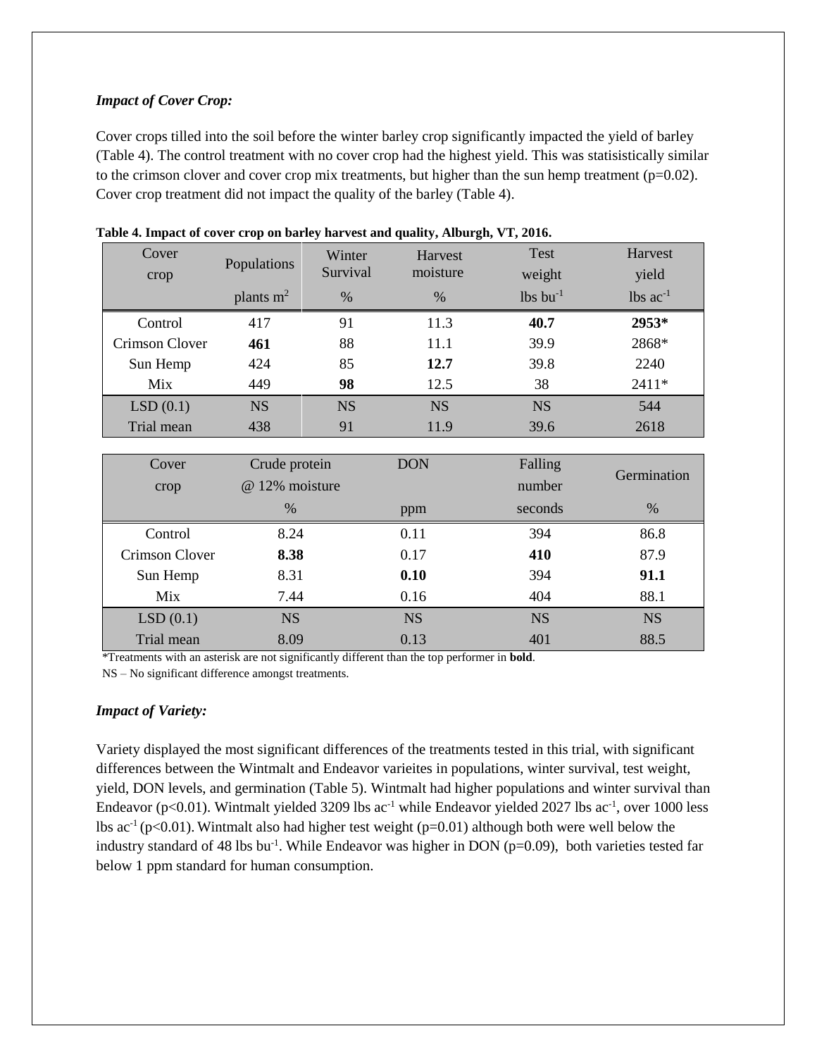### *Impact of Cover Crop:*

Cover crops tilled into the soil before the winter barley crop significantly impacted the yield of barley (Table 4). The control treatment with no cover crop had the highest yield. This was statisistically similar to the crimson clover and cover crop mix treatments, but higher than the sun hemp treatment (p=0.02). Cover crop treatment did not impact the quality of the barley (Table 4).

**Table 4. Impact of cover crop on barley harvest and quality, Alburgh, VT, 2016.**

| Cover crop | Populations | Winter Survival | Harvest moisture | Test weight | Harvest yield |
|---|---|---|---|---|---|
| | plants $m^2$ | % | % | lbs $bu^{-1}$ | lbs $ac^{-1}$ |
| Control | 417 | 91 | 11.3 | **40.7** | **2953*** |
| Crimson Clover | **461** | 88 | 11.1 | 39.9 | 2868* |
| Sun Hemp | 424 | 85 | **12.7** | 39.8 | 2240 |
| Mix | 449 | **98** | 12.5 | 38 | 2411* |
| LSD (0.1) | NS | NS | NS | NS | 544 |
| Trial mean | 438 | 91 | 11.9 | 39.6 | 2618 |

| Cover crop | Crude protein @ 12% moisture | DON | Falling number | Germination |
|---|---|---|---|---|
| | % | ppm | seconds | % |
| Control | 8.24 | 0.11 | 394 | 86.8 |
| Crimson Clover | **8.38** | 0.17 | **410** | 87.9 |
| Sun Hemp | 8.31 | **0.10** | 394 | **91.1** |
| Mix | 7.44 | 0.16 | 404 | 88.1 |
| LSD (0.1) | NS | NS | NS | NS |
| Trial mean | 8.09 | 0.13 | 401 | 88.5 |

*Treatments with an asterisk are not significantly different than the top performer in **bold**.

NS – No significant difference amongst treatments.

### *Impact of Variety:*

Variety displayed the most significant differences of the treatments tested in this trial, with significant differences between the Wintmalt and Endeavor varieites in populations, winter survival, test weight, yield, DON levels, and germination (Table 5). Wintmalt had higher populations and winter survival than Endeavor (p<0.01). Wintmalt yielded 3209 lbs $ac^{-1}$ while Endeavor yielded 2027 lbs $ac^{-1}$, over 1000 less lbs $ac^{-1}$ (p<0.01). Wintmalt also had higher test weight (p=0.01) although both were well below the industry standard of 48 lbs $bu^{-1}$. While Endeavor was higher in DON (p=0.09), both varieties tested far below 1 ppm standard for human consumption.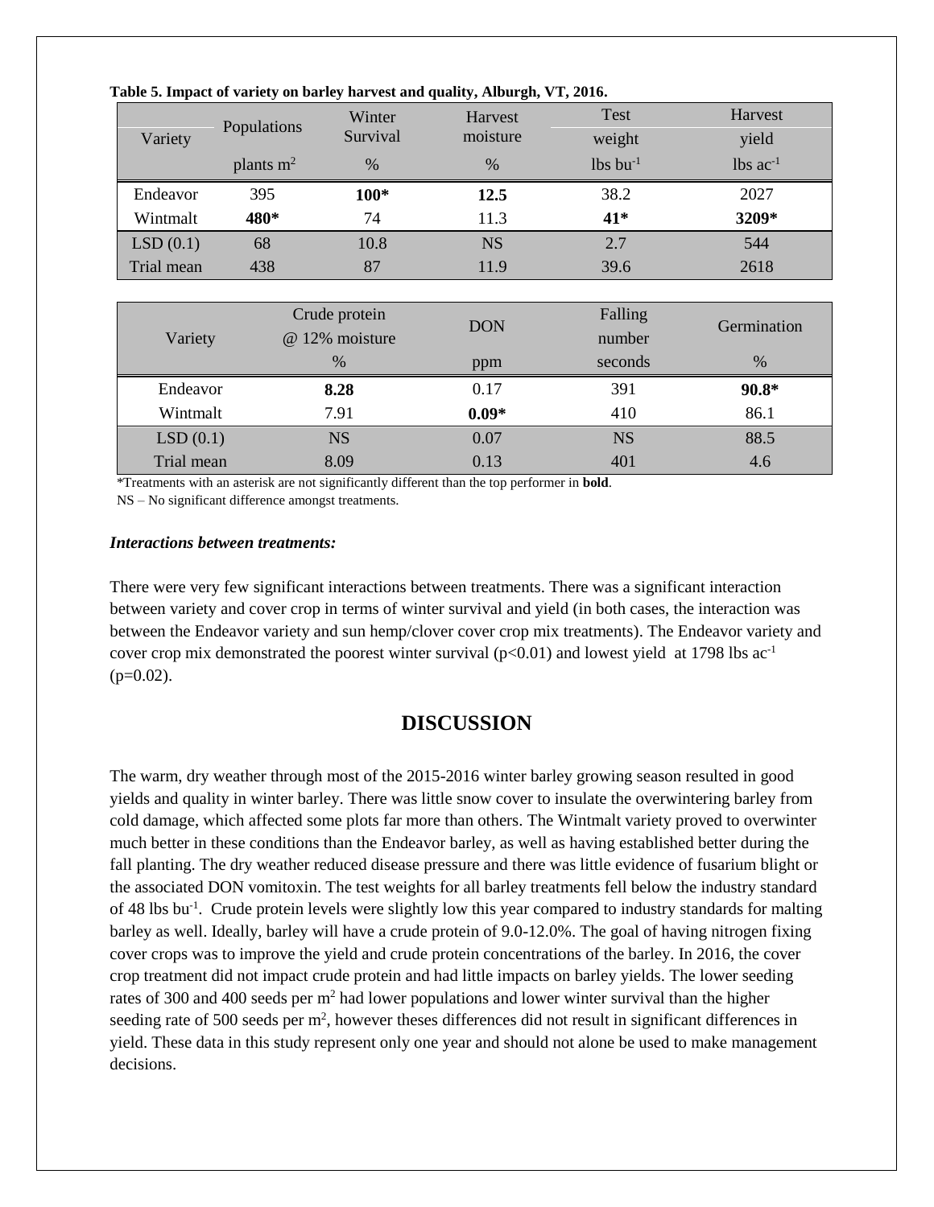**Table 5. Impact of variety on barley harvest and quality, Alburgh, VT, 2016.**

| Variety | Populations | Winter Survival | Harvest moisture | Test weight | Harvest yield |
|---|---|---|---|---|---|
| | plants $m^2$ | % | % | lbs $bu^{-1}$ | lbs $ac^{-1}$ |
| Endeavor | 395 | **100*** | **12.5** | 38.2 | 2027 |
| Wintmalt | **480*** | 74 | 11.3 | **41*** | **3209*** |
| LSD (0.1) | 68 | 10.8 | NS | 2.7 | 544 |
| Trial mean | 438 | 87 | 11.9 | 39.6 | 2618 |

| Variety | Crude protein @ 12% moisture | DON | Falling number | Germination |
|---|---|---|---|---|
| | % | ppm | seconds | % |
| Endeavor | **8.28** | 0.17 | 391 | **90.8*** |
| Wintmalt | 7.91 | **0.09*** | 410 | 86.1 |
| LSD (0.1) | NS | 0.07 | NS | 88.5 |
| Trial mean | 8.09 | 0.13 | 401 | 4.6 |

*Treatments with an asterisk are not significantly different than the top performer in **bold**.

NS – No significant difference amongst treatments.

***Interactions between treatments:***

There were very few significant interactions between treatments. There was a significant interaction between variety and cover crop in terms of winter survival and yield (in both cases, the interaction was between the Endeavor variety and sun hemp/clover cover crop mix treatments). The Endeavor variety and cover crop mix demonstrated the poorest winter survival ($p<0.01$) and lowest yield at 1798 lbs $ac^{-1}$ ($p=0.02$).

## DISCUSSION

The warm, dry weather through most of the 2015-2016 winter barley growing season resulted in good yields and quality in winter barley. There was little snow cover to insulate the overwintering barley from cold damage, which affected some plots far more than others. The Wintmalt variety proved to overwinter much better in these conditions than the Endeavor barley, as well as having established better during the fall planting. The dry weather reduced disease pressure and there was little evidence of fusarium blight or the associated DON vomitoxin. The test weights for all barley treatments fell below the industry standard of 48 lbs $bu^{-1}$. Crude protein levels were slightly low this year compared to industry standards for malting barley as well. Ideally, barley will have a crude protein of 9.0-12.0%. The goal of having nitrogen fixing cover crops was to improve the yield and crude protein concentrations of the barley. In 2016, the cover crop treatment did not impact crude protein and had little impacts on barley yields. The lower seeding rates of 300 and 400 seeds per $m^2$ had lower populations and lower winter survival than the higher seeding rate of 500 seeds per $m^2$, however theses differences did not result in significant differences in yield. These data in this study represent only one year and should not alone be used to make management decisions.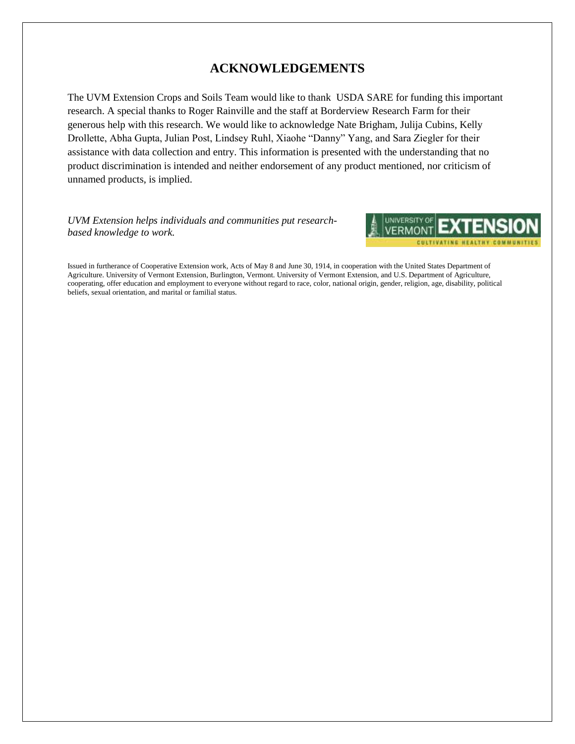# ACKNOWLEDGEMENTS

The UVM Extension Crops and Soils Team would like to thank USDA SARE for funding this important research. A special thanks to Roger Rainville and the staff at Borderview Research Farm for their generous help with this research. We would like to acknowledge Nate Brigham, Julija Cubins, Kelly Drollette, Abha Gupta, Julian Post, Lindsey Ruhl, Xiaohe "Danny" Yang, and Sara Ziegler for their assistance with data collection and entry. This information is presented with the understanding that no product discrimination is intended and neither endorsement of any product mentioned, nor criticism of unnamed products, is implied.

*UVM Extension helps individuals and communities put research-based knowledge to work.*

UNIVERSITY OF VERMONT EXTENSION
CULTIVATING HEALTHY COMMUNITIES

Issued in furtherance of Cooperative Extension work, Acts of May 8 and June 30, 1914, in cooperation with the United States Department of Agriculture. University of Vermont Extension, Burlington, Vermont. University of Vermont Extension, and U.S. Department of Agriculture, cooperating, offer education and employment to everyone without regard to race, color, national origin, gender, religion, age, disability, political beliefs, sexual orientation, and marital or familial status.